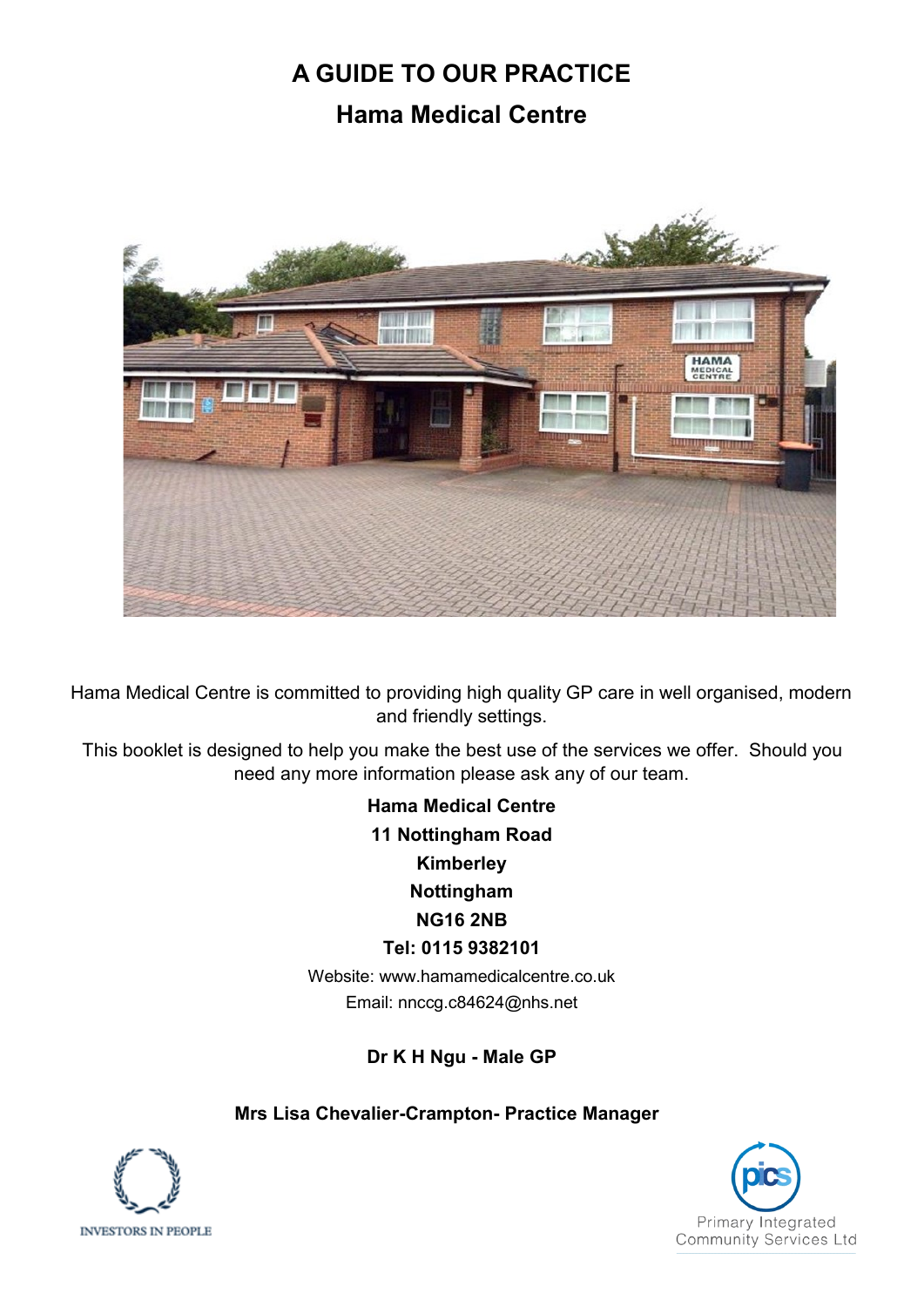# A GUIDE TO OUR PRACTICE

## Hama Medical Centre

Hama Medical Centre is committed to providing high quality GP care in well organised, modern and friendly settings.

This booklet is designed to help you make the best use of the services we offer. Should you need any more information please ask any of our team.

**Hama Medical Centre**
**11 Nottingham Road**
**Kimberley**
**Nottingham**
**NG16 2NB**
**Tel: 0115 9382101**

Website: www.hamamedicalcentre.co.uk
Email: nnccg.c84624@nhs.net

**Dr K H Ngu - Male GP**

**Mrs Lisa Chevalier-Crampton- Practice Manager**

INVESTORS IN PEOPLE

Primary Integrated Community Services Ltd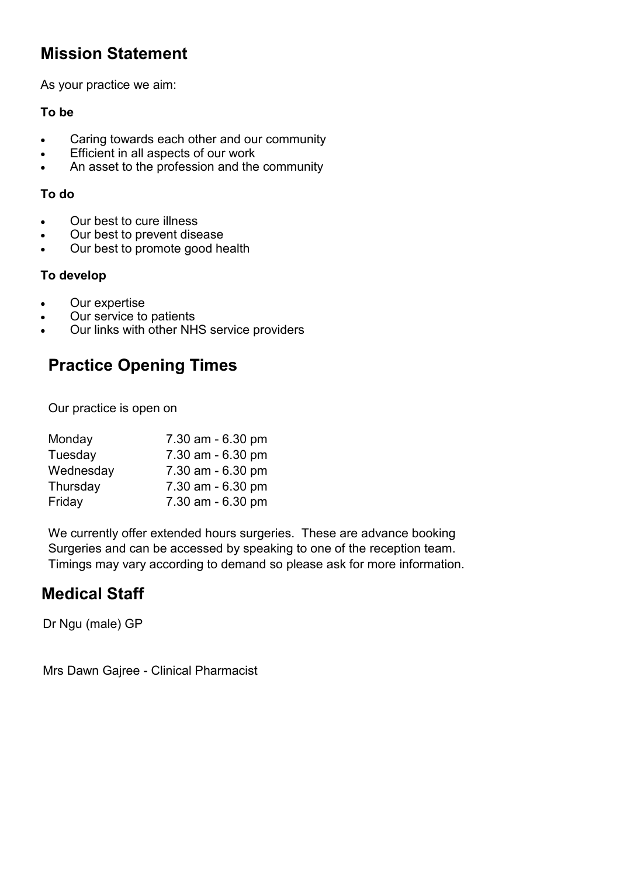## Mission Statement

As your practice we aim:

**To be**

- Caring towards each other and our community
- Efficient in all aspects of our work
- An asset to the profession and the community

**To do**

- Our best to cure illness
- Our best to prevent disease
- Our best to promote good health

**To develop**

- Our expertise
- Our service to patients
- Our links with other NHS service providers

## Practice Opening Times

Our practice is open on

| | |
|---|---|
| Monday | 7.30 am - 6.30 pm |
| Tuesday | 7.30 am - 6.30 pm |
| Wednesday | 7.30 am - 6.30 pm |
| Thursday | 7.30 am - 6.30 pm |
| Friday | 7.30 am - 6.30 pm |

We currently offer extended hours surgeries. These are advance booking Surgeries and can be accessed by speaking to one of the reception team. Timings may vary according to demand so please ask for more information.

## Medical Staff

Dr Ngu (male) GP

Mrs Dawn Gajree - Clinical Pharmacist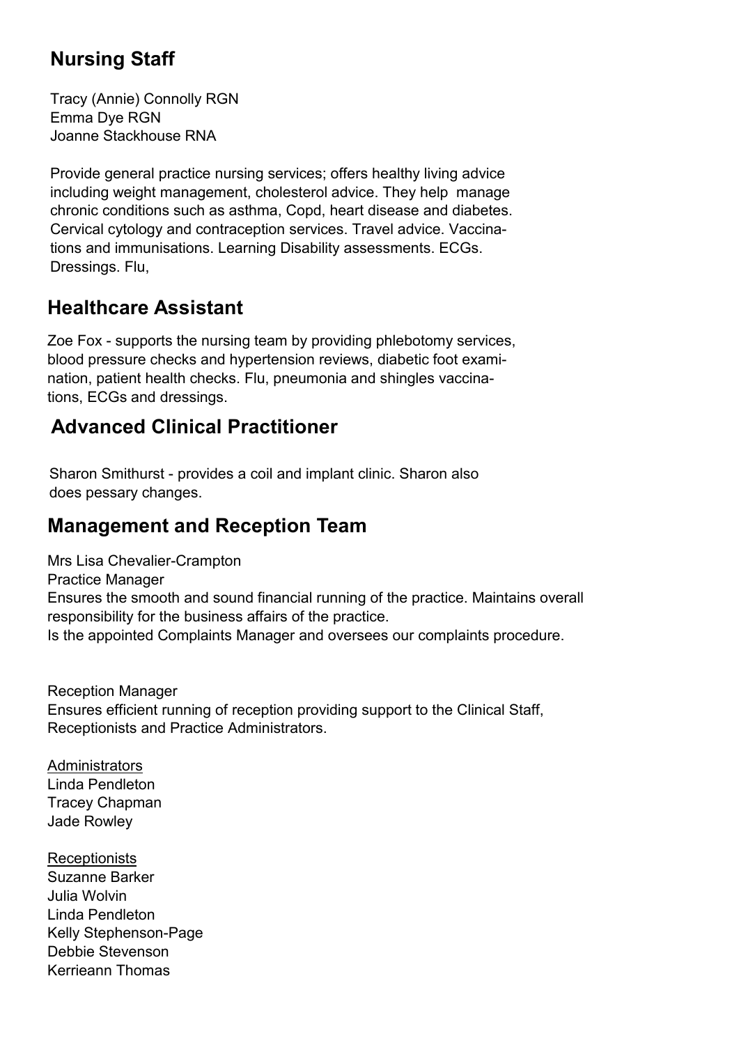## Nursing Staff

Tracy (Annie) Connolly RGN
Emma Dye RGN
Joanne Stackhouse RNA

Provide general practice nursing services; offers healthy living advice including weight management, cholesterol advice. They help manage chronic conditions such as asthma, Copd, heart disease and diabetes. Cervical cytology and contraception services. Travel advice. Vaccinations and immunisations. Learning Disability assessments. ECGs. Dressings. Flu,

## Healthcare Assistant

Zoe Fox - supports the nursing team by providing phlebotomy services, blood pressure checks and hypertension reviews, diabetic foot examination, patient health checks. Flu, pneumonia and shingles vaccinations, ECGs and dressings.

## Advanced Clinical Practitioner

Sharon Smithurst - provides a coil and implant clinic. Sharon also does pessary changes.

## Management and Reception Team

Mrs Lisa Chevalier-Crampton
Practice Manager
Ensures the smooth and sound financial running of the practice. Maintains overall responsibility for the business affairs of the practice.
Is the appointed Complaints Manager and oversees our complaints procedure.

Reception Manager
Ensures efficient running of reception providing support to the Clinical Staff, Receptionists and Practice Administrators.

Administrators
Linda Pendleton
Tracey Chapman
Jade Rowley

Receptionists
Suzanne Barker
Julia Wolvin
Linda Pendleton
Kelly Stephenson-Page
Debbie Stevenson
Kerrieann Thomas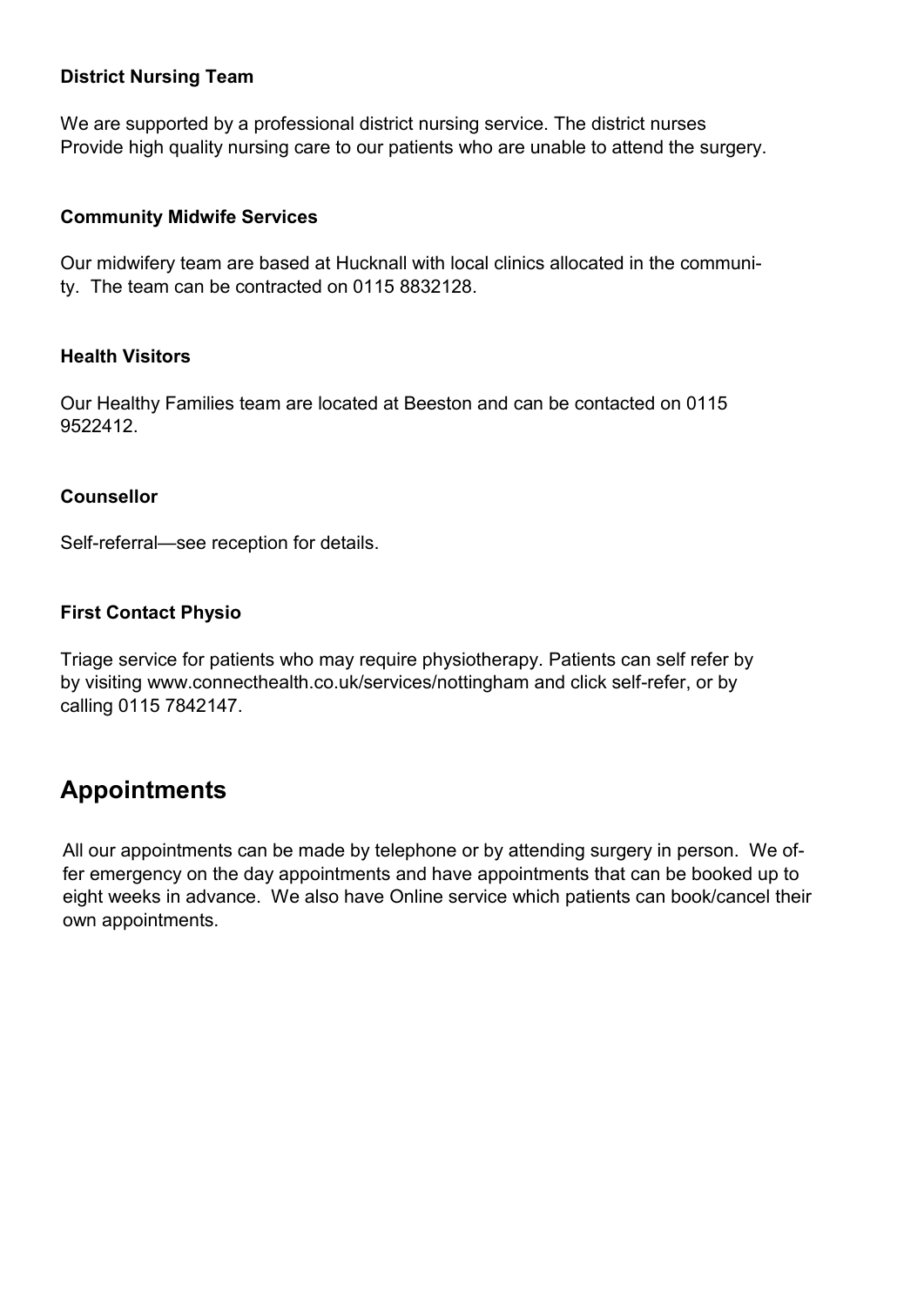**District Nursing Team**

We are supported by a professional district nursing service. The district nurses Provide high quality nursing care to our patients who are unable to attend the surgery.

**Community Midwife Services**

Our midwifery team are based at Hucknall with local clinics allocated in the community. The team can be contracted on 0115 8832128.

**Health Visitors**

Our Healthy Families team are located at Beeston and can be contacted on 0115 9522412.

**Counsellor**

Self-referral—see reception for details.

**First Contact Physio**

Triage service for patients who may require physiotherapy. Patients can self refer by by visiting www.connecthealth.co.uk/services/nottingham and click self-refer, or by calling 0115 7842147.

## Appointments

All our appointments can be made by telephone or by attending surgery in person. We offer emergency on the day appointments and have appointments that can be booked up to eight weeks in advance. We also have Online service which patients can book/cancel their own appointments.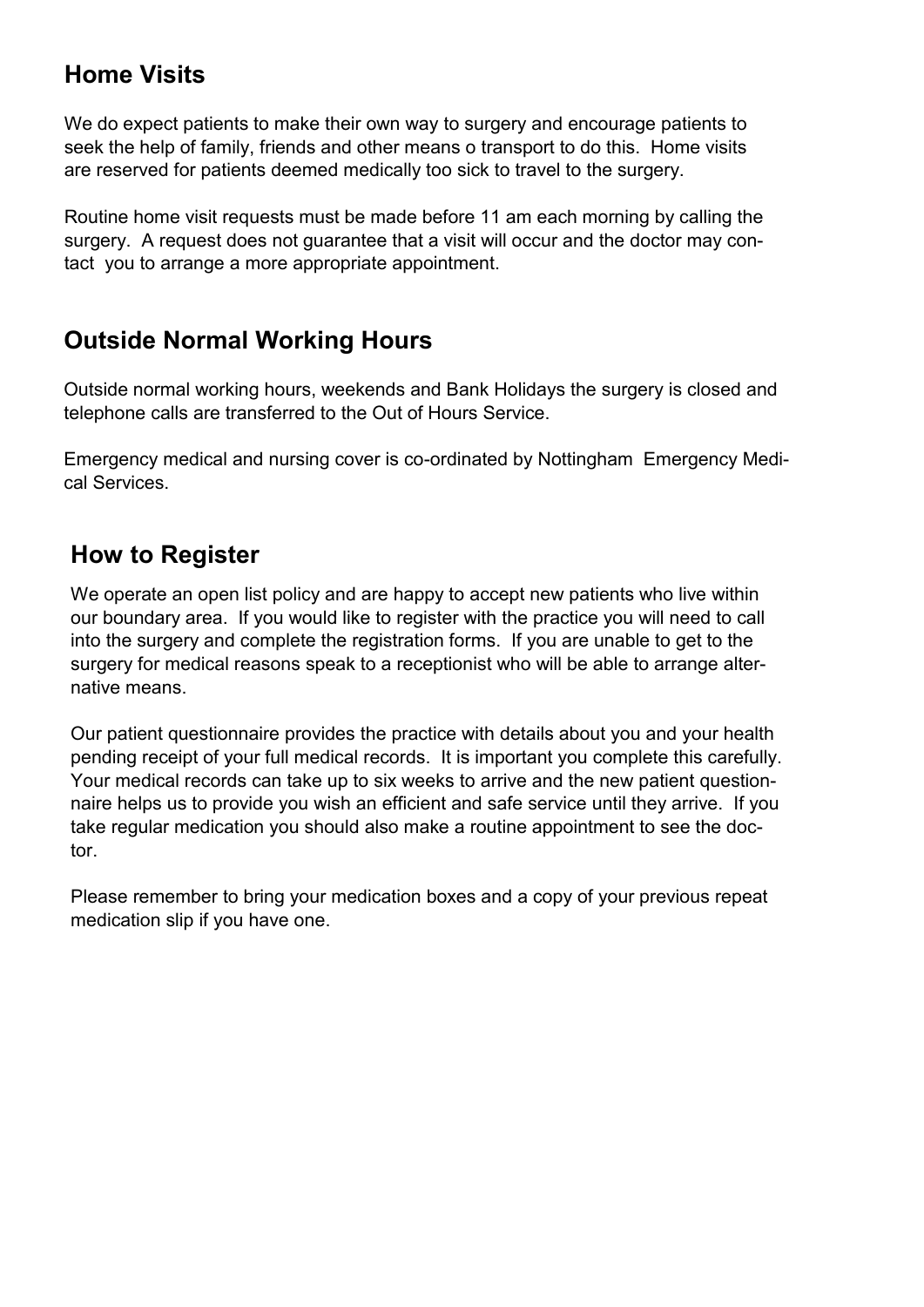## Home Visits

We do expect patients to make their own way to surgery and encourage patients to seek the help of family, friends and other means o transport to do this. Home visits are reserved for patients deemed medically too sick to travel to the surgery.

Routine home visit requests must be made before 11 am each morning by calling the surgery. A request does not guarantee that a visit will occur and the doctor may contact you to arrange a more appropriate appointment.

## Outside Normal Working Hours

Outside normal working hours, weekends and Bank Holidays the surgery is closed and telephone calls are transferred to the Out of Hours Service.

Emergency medical and nursing cover is co-ordinated by Nottingham Emergency Medical Services.

## How to Register

We operate an open list policy and are happy to accept new patients who live within our boundary area. If you would like to register with the practice you will need to call into the surgery and complete the registration forms. If you are unable to get to the surgery for medical reasons speak to a receptionist who will be able to arrange alternative means.

Our patient questionnaire provides the practice with details about you and your health pending receipt of your full medical records. It is important you complete this carefully. Your medical records can take up to six weeks to arrive and the new patient questionnaire helps us to provide you wish an efficient and safe service until they arrive. If you take regular medication you should also make a routine appointment to see the doctor.

Please remember to bring your medication boxes and a copy of your previous repeat medication slip if you have one.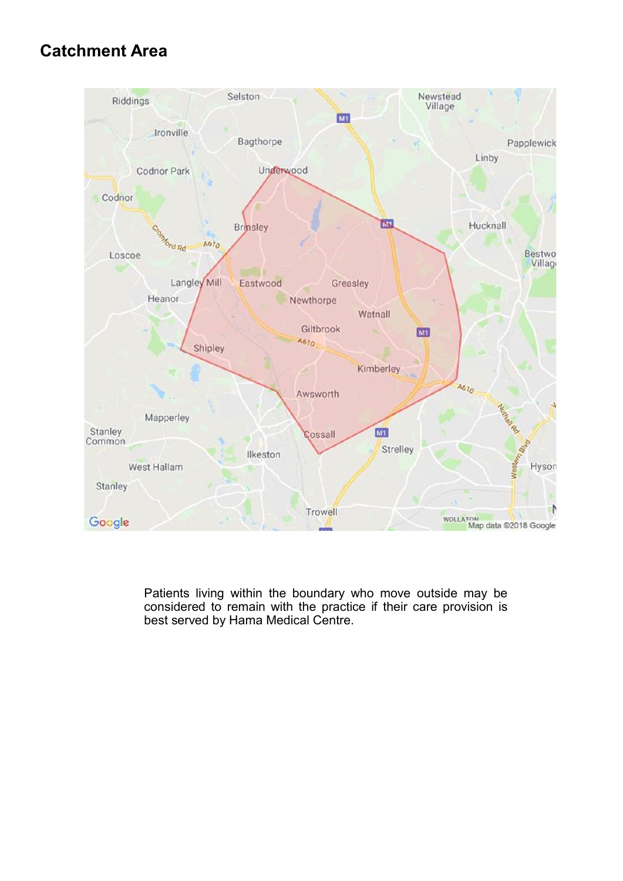## Catchment Area

Patients living within the boundary who move outside may be considered to remain with the practice if their care provision is best served by Hama Medical Centre.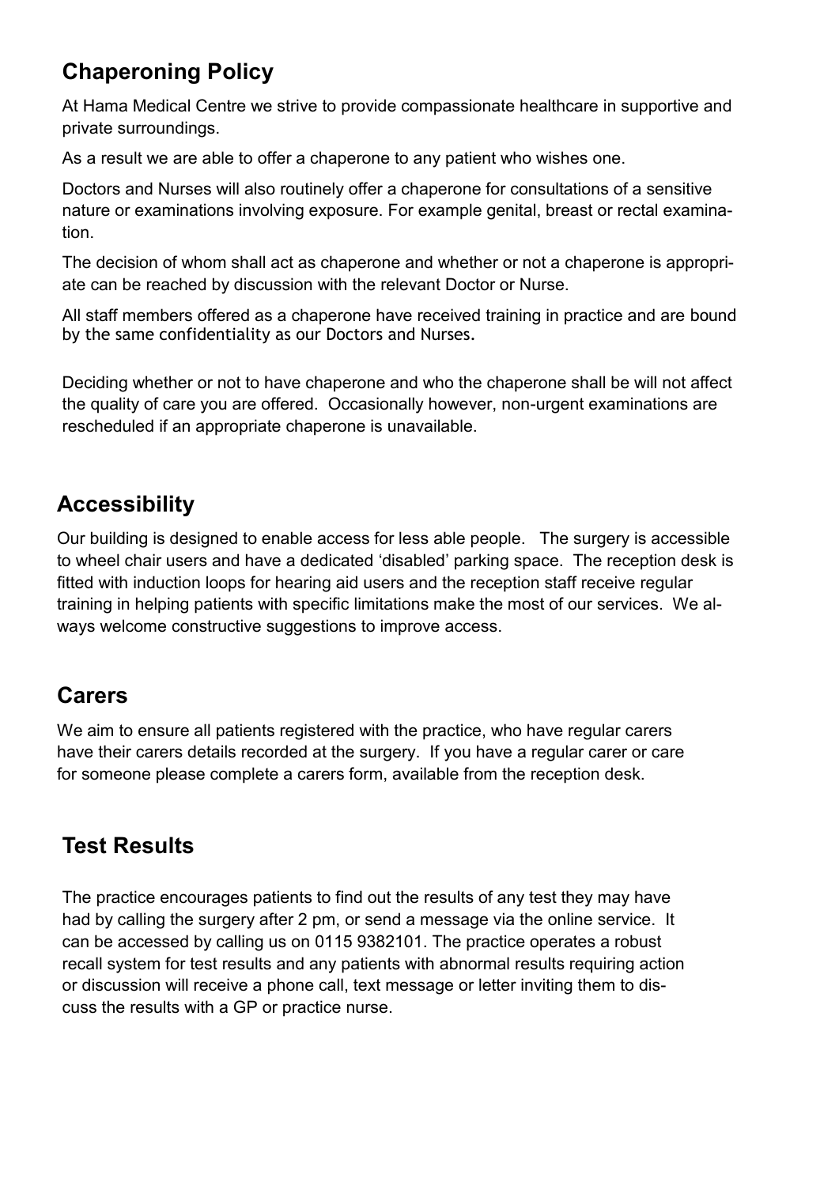## Chaperoning Policy

At Hama Medical Centre we strive to provide compassionate healthcare in supportive and private surroundings.

As a result we are able to offer a chaperone to any patient who wishes one.

Doctors and Nurses will also routinely offer a chaperone for consultations of a sensitive nature or examinations involving exposure. For example genital, breast or rectal examination.

The decision of whom shall act as chaperone and whether or not a chaperone is appropriate can be reached by discussion with the relevant Doctor or Nurse.

All staff members offered as a chaperone have received training in practice and are bound by the same confidentiality as our Doctors and Nurses.

Deciding whether or not to have chaperone and who the chaperone shall be will not affect the quality of care you are offered. Occasionally however, non-urgent examinations are rescheduled if an appropriate chaperone is unavailable.

## Accessibility

Our building is designed to enable access for less able people. The surgery is accessible to wheel chair users and have a dedicated 'disabled' parking space. The reception desk is fitted with induction loops for hearing aid users and the reception staff receive regular training in helping patients with specific limitations make the most of our services. We always welcome constructive suggestions to improve access.

## Carers

We aim to ensure all patients registered with the practice, who have regular carers have their carers details recorded at the surgery. If you have a regular carer or care for someone please complete a carers form, available from the reception desk.

## Test Results

The practice encourages patients to find out the results of any test they may have had by calling the surgery after 2 pm, or send a message via the online service. It can be accessed by calling us on 0115 9382101. The practice operates a robust recall system for test results and any patients with abnormal results requiring action or discussion will receive a phone call, text message or letter inviting them to discuss the results with a GP or practice nurse.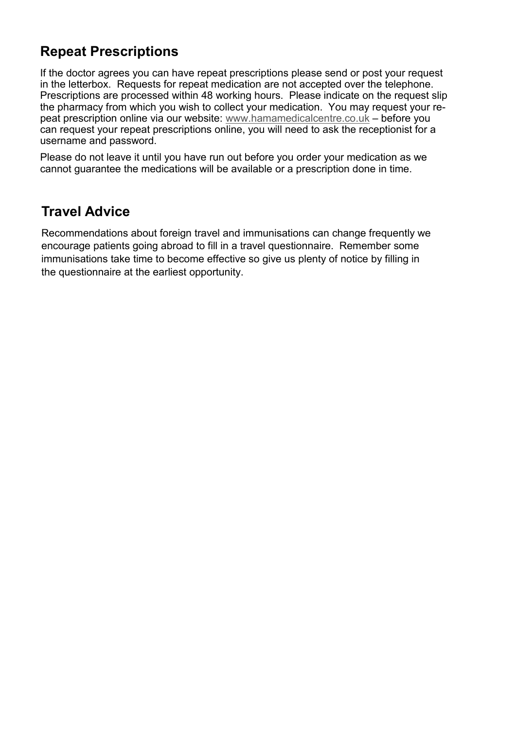## Repeat Prescriptions

If the doctor agrees you can have repeat prescriptions please send or post your request in the letterbox. Requests for repeat medication are not accepted over the telephone. Prescriptions are processed within 48 working hours. Please indicate on the request slip the pharmacy from which you wish to collect your medication. You may request your repeat prescription online via our website: www.hamamedicalcentre.co.uk – before you can request your repeat prescriptions online, you will need to ask the receptionist for a username and password.

Please do not leave it until you have run out before you order your medication as we cannot guarantee the medications will be available or a prescription done in time.

## Travel Advice

Recommendations about foreign travel and immunisations can change frequently we encourage patients going abroad to fill in a travel questionnaire. Remember some immunisations take time to become effective so give us plenty of notice by filling in the questionnaire at the earliest opportunity.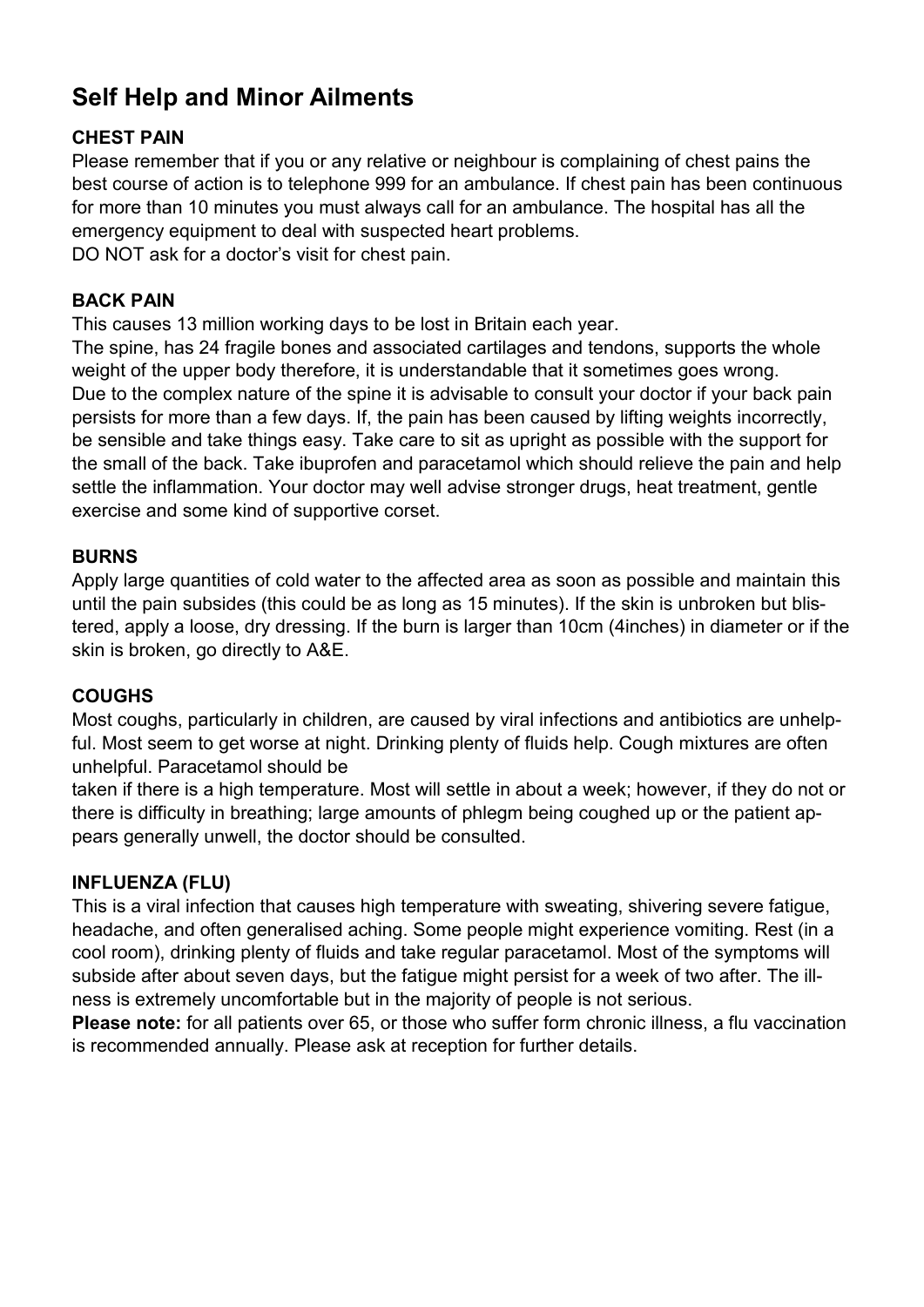# Self Help and Minor Ailments

### CHEST PAIN

Please remember that if you or any relative or neighbour is complaining of chest pains the best course of action is to telephone 999 for an ambulance. If chest pain has been continuous for more than 10 minutes you must always call for an ambulance. The hospital has all the emergency equipment to deal with suspected heart problems.
DO NOT ask for a doctor's visit for chest pain.

### BACK PAIN

This causes 13 million working days to be lost in Britain each year.
The spine, has 24 fragile bones and associated cartilages and tendons, supports the whole weight of the upper body therefore, it is understandable that it sometimes goes wrong.
Due to the complex nature of the spine it is advisable to consult your doctor if your back pain persists for more than a few days. If, the pain has been caused by lifting weights incorrectly, be sensible and take things easy. Take care to sit as upright as possible with the support for the small of the back. Take ibuprofen and paracetamol which should relieve the pain and help settle the inflammation. Your doctor may well advise stronger drugs, heat treatment, gentle exercise and some kind of supportive corset.

### BURNS

Apply large quantities of cold water to the affected area as soon as possible and maintain this until the pain subsides (this could be as long as 15 minutes). If the skin is unbroken but blistered, apply a loose, dry dressing. If the burn is larger than 10cm (4inches) in diameter or if the skin is broken, go directly to A&E.

### COUGHS

Most coughs, particularly in children, are caused by viral infections and antibiotics are unhelpful. Most seem to get worse at night. Drinking plenty of fluids help. Cough mixtures are often unhelpful. Paracetamol should be
taken if there is a high temperature. Most will settle in about a week; however, if they do not or there is difficulty in breathing; large amounts of phlegm being coughed up or the patient appears generally unwell, the doctor should be consulted.

### INFLUENZA (FLU)

This is a viral infection that causes high temperature with sweating, shivering severe fatigue, headache, and often generalised aching. Some people might experience vomiting. Rest (in a cool room), drinking plenty of fluids and take regular paracetamol. Most of the symptoms will subside after about seven days, but the fatigue might persist for a week of two after. The illness is extremely uncomfortable but in the majority of people is not serious.
**Please note:** for all patients over 65, or those who suffer form chronic illness, a flu vaccination is recommended annually. Please ask at reception for further details.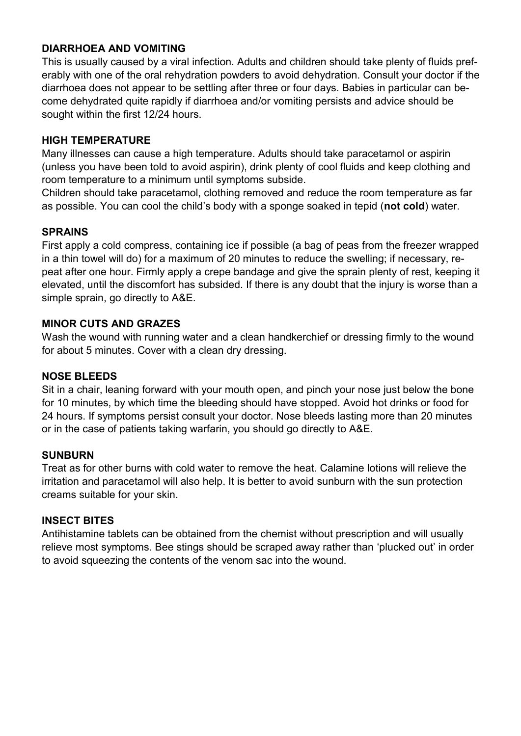### DIARRHOEA AND VOMITING

This is usually caused by a viral infection. Adults and children should take plenty of fluids preferably with one of the oral rehydration powders to avoid dehydration. Consult your doctor if the diarrhoea does not appear to be settling after three or four days. Babies in particular can become dehydrated quite rapidly if diarrhoea and/or vomiting persists and advice should be sought within the first 12/24 hours.

### HIGH TEMPERATURE

Many illnesses can cause a high temperature. Adults should take paracetamol or aspirin (unless you have been told to avoid aspirin), drink plenty of cool fluids and keep clothing and room temperature to a minimum until symptoms subside.

Children should take paracetamol, clothing removed and reduce the room temperature as far as possible. You can cool the child's body with a sponge soaked in tepid (**not cold**) water.

### SPRAINS

First apply a cold compress, containing ice if possible (a bag of peas from the freezer wrapped in a thin towel will do) for a maximum of 20 minutes to reduce the swelling; if necessary, repeat after one hour. Firmly apply a crepe bandage and give the sprain plenty of rest, keeping it elevated, until the discomfort has subsided. If there is any doubt that the injury is worse than a simple sprain, go directly to A&E.

### MINOR CUTS AND GRAZES

Wash the wound with running water and a clean handkerchief or dressing firmly to the wound for about 5 minutes. Cover with a clean dry dressing.

### NOSE BLEEDS

Sit in a chair, leaning forward with your mouth open, and pinch your nose just below the bone for 10 minutes, by which time the bleeding should have stopped. Avoid hot drinks or food for 24 hours. If symptoms persist consult your doctor. Nose bleeds lasting more than 20 minutes or in the case of patients taking warfarin, you should go directly to A&E.

### SUNBURN

Treat as for other burns with cold water to remove the heat. Calamine lotions will relieve the irritation and paracetamol will also help. It is better to avoid sunburn with the sun protection creams suitable for your skin.

### INSECT BITES

Antihistamine tablets can be obtained from the chemist without prescription and will usually relieve most symptoms. Bee stings should be scraped away rather than 'plucked out' in order to avoid squeezing the contents of the venom sac into the wound.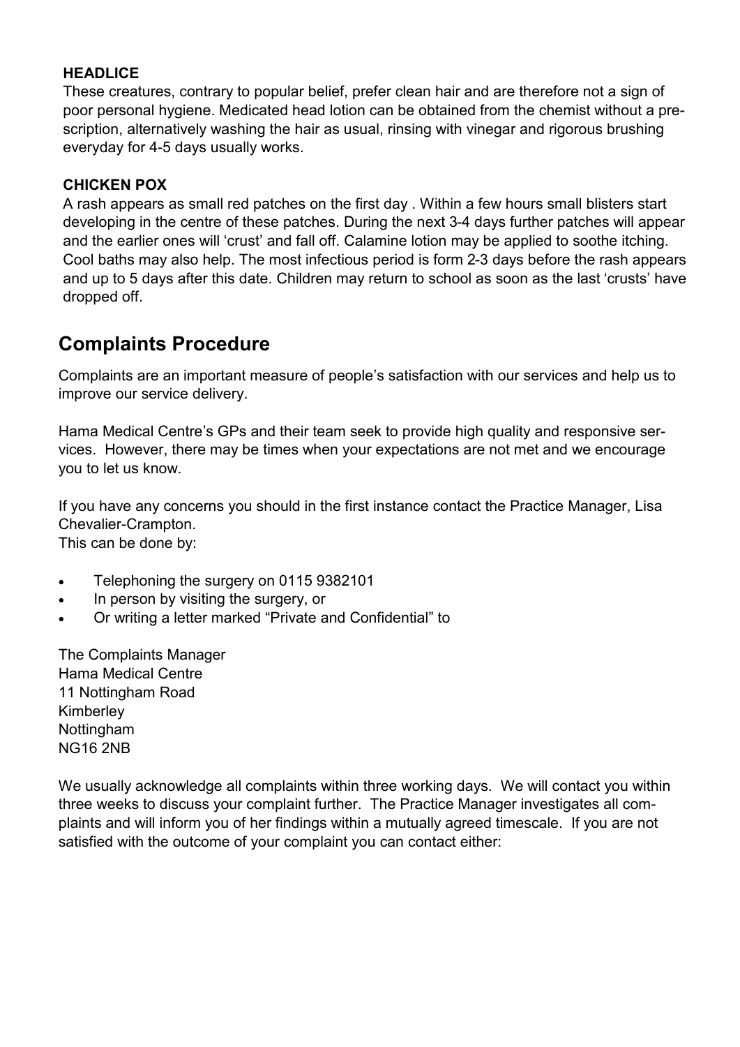### HEADLICE

These creatures, contrary to popular belief, prefer clean hair and are therefore not a sign of poor personal hygiene. Medicated head lotion can be obtained from the chemist without a prescription, alternatively washing the hair as usual, rinsing with vinegar and rigorous brushing everyday for 4-5 days usually works.

### CHICKEN POX

A rash appears as small red patches on the first day . Within a few hours small blisters start developing in the centre of these patches. During the next 3-4 days further patches will appear and the earlier ones will 'crust' and fall off. Calamine lotion may be applied to soothe itching. Cool baths may also help. The most infectious period is form 2-3 days before the rash appears and up to 5 days after this date. Children may return to school as soon as the last 'crusts' have dropped off.

## Complaints Procedure

Complaints are an important measure of people's satisfaction with our services and help us to improve our service delivery.

Hama Medical Centre's GPs and their team seek to provide high quality and responsive services. However, there may be times when your expectations are not met and we encourage you to let us know.

If you have any concerns you should in the first instance contact the Practice Manager, Lisa Chevalier-Crampton.
This can be done by:

- Telephoning the surgery on 0115 9382101
- In person by visiting the surgery, or
- Or writing a letter marked "Private and Confidential" to

The Complaints Manager
Hama Medical Centre
11 Nottingham Road
Kimberley
Nottingham
NG16 2NB

We usually acknowledge all complaints within three working days. We will contact you within three weeks to discuss your complaint further. The Practice Manager investigates all complaints and will inform you of her findings within a mutually agreed timescale. If you are not satisfied with the outcome of your complaint you can contact either: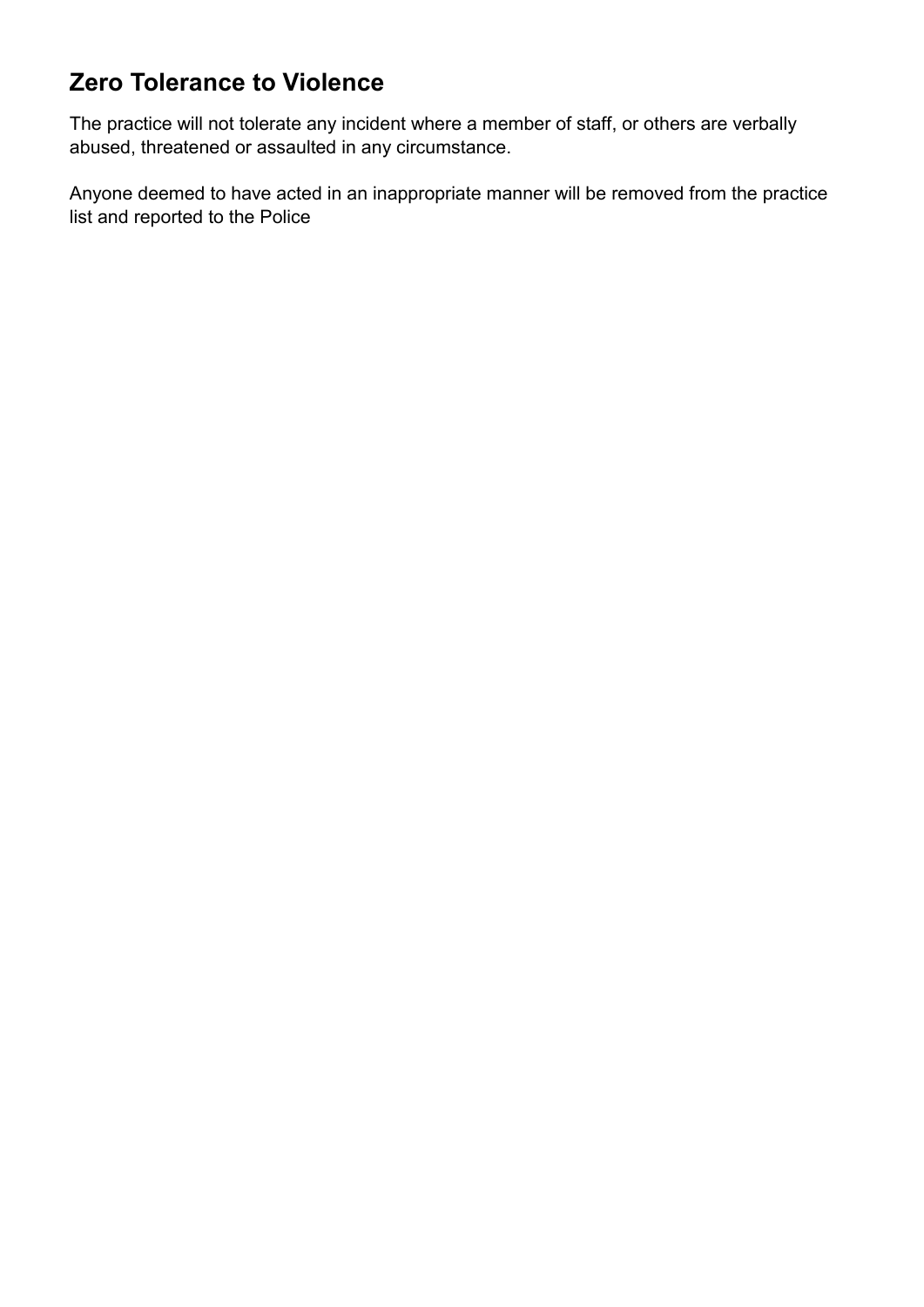## Zero Tolerance to Violence

The practice will not tolerate any incident where a member of staff, or others are verbally abused, threatened or assaulted in any circumstance.

Anyone deemed to have acted in an inappropriate manner will be removed from the practice list and reported to the Police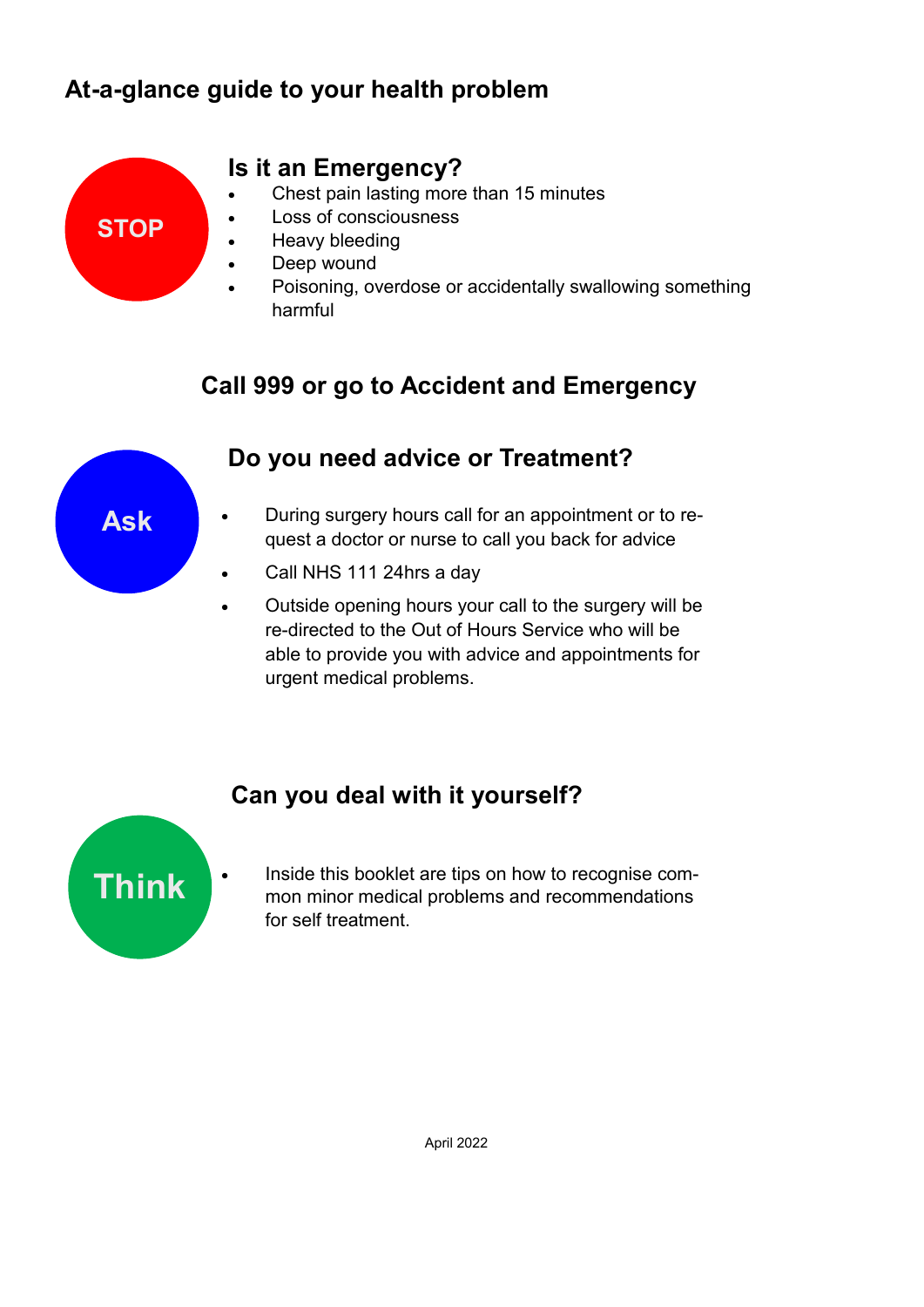# At-a-glance guide to your health problem

STOP

## Is it an Emergency?

- Chest pain lasting more than 15 minutes
- Loss of consciousness
- Heavy bleeding
- Deep wound
- Poisoning, overdose or accidentally swallowing something harmful

## Call 999 or go to Accident and Emergency

Ask

## Do you need advice or Treatment?

- During surgery hours call for an appointment or to request a doctor or nurse to call you back for advice
- Call NHS 111 24hrs a day
- Outside opening hours your call to the surgery will be re-directed to the Out of Hours Service who will be able to provide you with advice and appointments for urgent medical problems.

Think

## Can you deal with it yourself?

- Inside this booklet are tips on how to recognise common minor medical problems and recommendations for self treatment.

April 2022